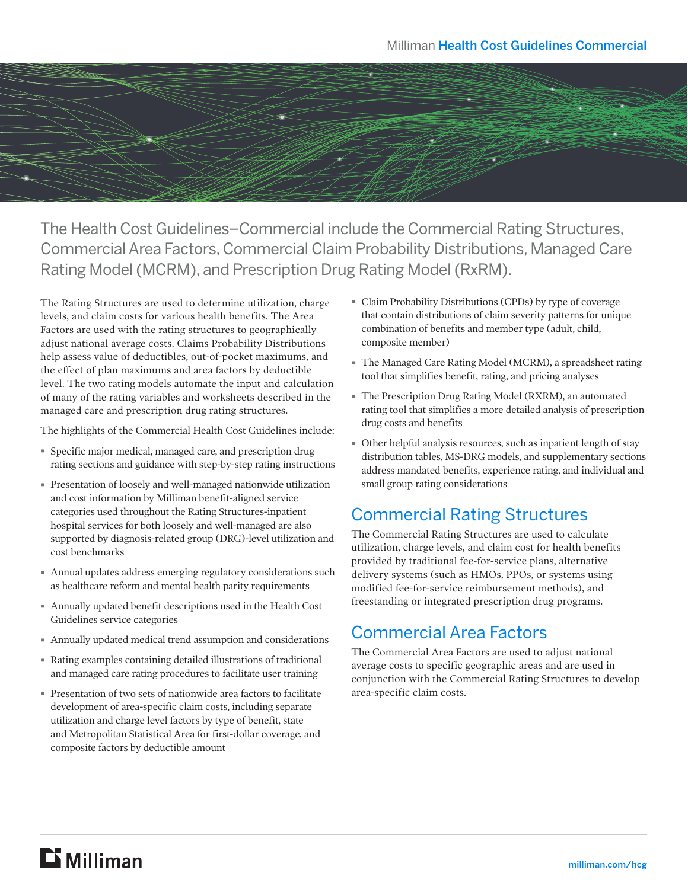Milliman **Health Cost Guidelines Commercial**

The Health Cost Guidelines–Commercial include the Commercial Rating Structures, Commercial Area Factors, Commercial Claim Probability Distributions, Managed Care Rating Model (MCRM), and Prescription Drug Rating Model (RxRM).

The Rating Structures are used to determine utilization, charge levels, and claim costs for various health benefits. The Area Factors are used with the rating structures to geographically adjust national average costs. Claims Probability Distributions help assess value of deductibles, out-of-pocket maximums, and the effect of plan maximums and area factors by deductible level. The two rating models automate the input and calculation of many of the rating variables and worksheets described in the managed care and prescription drug rating structures.

The highlights of the Commercial Health Cost Guidelines include:

- Specific major medical, managed care, and prescription drug rating sections and guidance with step-by-step rating instructions
- Presentation of loosely and well-managed nationwide utilization and cost information by Milliman benefit-aligned service categories used throughout the Rating Structures-inpatient hospital services for both loosely and well-managed are also supported by diagnosis-related group (DRG)-level utilization and cost benchmarks
- Annual updates address emerging regulatory considerations such as healthcare reform and mental health parity requirements
- Annually updated benefit descriptions used in the Health Cost Guidelines service categories
- Annually updated medical trend assumption and considerations
- Rating examples containing detailed illustrations of traditional and managed care rating procedures to facilitate user training
- Presentation of two sets of nationwide area factors to facilitate development of area-specific claim costs, including separate utilization and charge level factors by type of benefit, state and Metropolitan Statistical Area for first-dollar coverage, and composite factors by deductible amount
- Claim Probability Distributions (CPDs) by type of coverage that contain distributions of claim severity patterns for unique combination of benefits and member type (adult, child, composite member)
- The Managed Care Rating Model (MCRM), a spreadsheet rating tool that simplifies benefit, rating, and pricing analyses
- The Prescription Drug Rating Model (RXRM), an automated rating tool that simplifies a more detailed analysis of prescription drug costs and benefits
- Other helpful analysis resources, such as inpatient length of stay distribution tables, MS-DRG models, and supplementary sections address mandated benefits, experience rating, and individual and small group rating considerations

## Commercial Rating Structures

The Commercial Rating Structures are used to calculate utilization, charge levels, and claim cost for health benefits provided by traditional fee-for-service plans, alternative delivery systems (such as HMOs, PPOs, or systems using modified fee-for-service reimbursement methods), and freestanding or integrated prescription drug programs.

## Commercial Area Factors

The Commercial Area Factors are used to adjust national average costs to specific geographic areas and are used in conjunction with the Commercial Rating Structures to develop area-specific claim costs.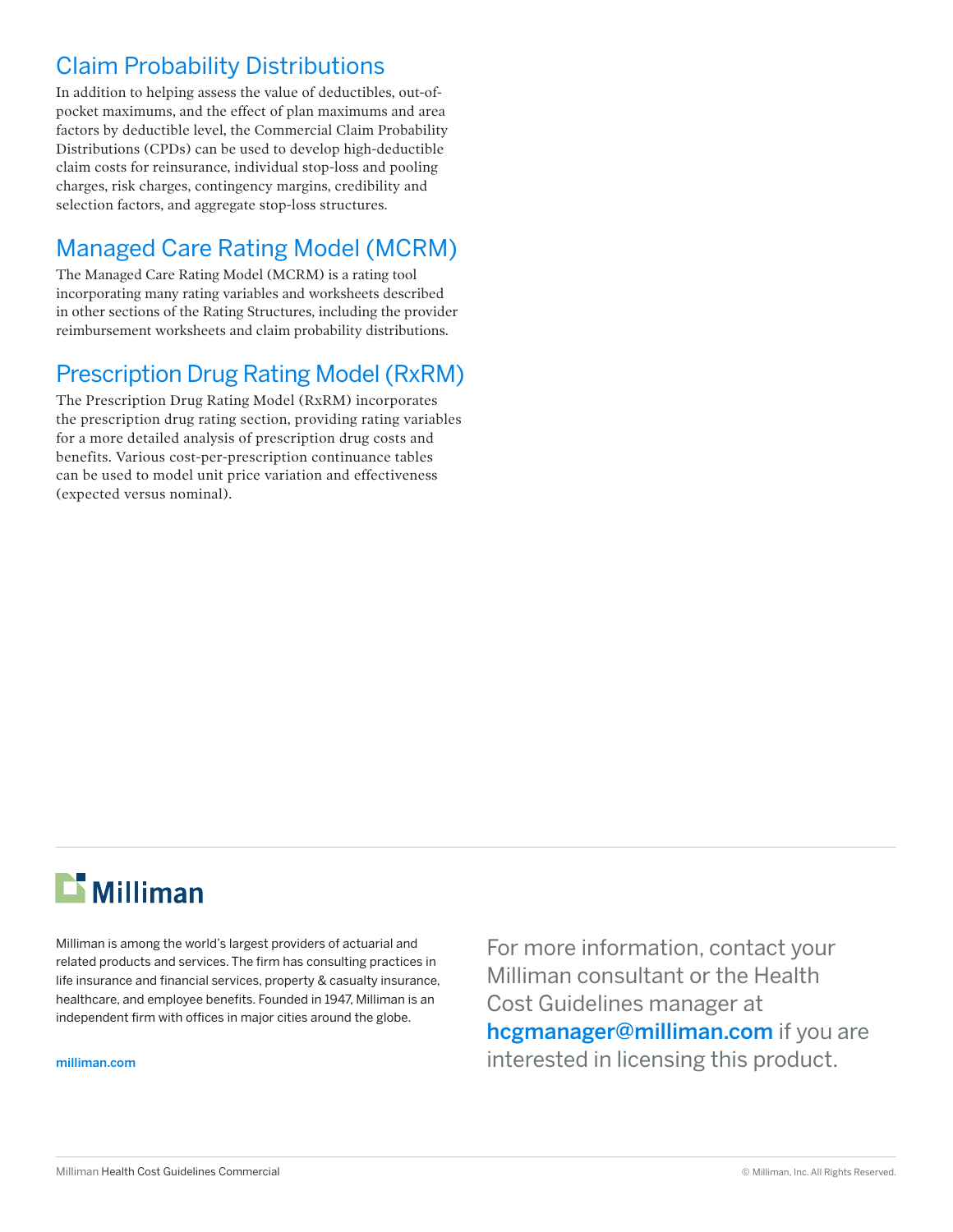## Claim Probability Distributions

In addition to helping assess the value of deductibles, out-of-pocket maximums, and the effect of plan maximums and area factors by deductible level, the Commercial Claim Probability Distributions (CPDs) can be used to develop high-deductible claim costs for reinsurance, individual stop-loss and pooling charges, risk charges, contingency margins, credibility and selection factors, and aggregate stop-loss structures.

## Managed Care Rating Model (MCRM)

The Managed Care Rating Model (MCRM) is a rating tool incorporating many rating variables and worksheets described in other sections of the Rating Structures, including the provider reimbursement worksheets and claim probability distributions.

## Prescription Drug Rating Model (RxRM)

The Prescription Drug Rating Model (RxRM) incorporates the prescription drug rating section, providing rating variables for a more detailed analysis of prescription drug costs and benefits. Various cost-per-prescription continuance tables can be used to model unit price variation and effectiveness (expected versus nominal).

**Milliman**

Milliman is among the world's largest providers of actuarial and related products and services. The firm has consulting practices in life insurance and financial services, property & casualty insurance, healthcare, and employee benefits. Founded in 1947, Milliman is an independent firm with offices in major cities around the globe.

milliman.com

For more information, contact your Milliman consultant or the Health Cost Guidelines manager at **hcgmanager@milliman.com** if you are interested in licensing this product.

Milliman Health Cost Guidelines Commercial

© Milliman, Inc. All Rights Reserved.